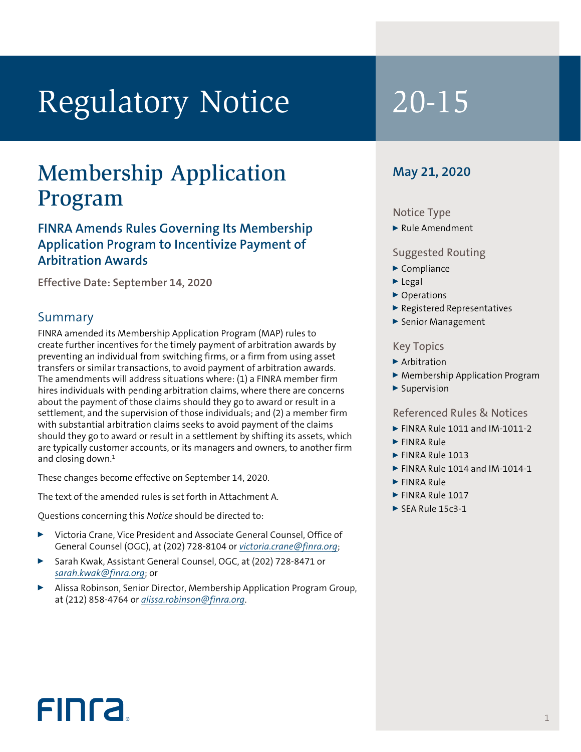# Regulatory Notice 20-15

# Membership Application Program

## FINRA Amends Rules Governing Its Membership Application Program to Incentivize Payment of Arbitration Awards

**Effective Date: September 14, 2020**

### Summary

FINRA amended its Membership Application Program (MAP) rules to create further incentives for the timely payment of arbitration awards by preventing an individual from switching firms, or a firm from using asset transfers or similar transactions, to avoid payment of arbitration awards. The amendments will address situations where: (1) a FINRA member firm hires individuals with pending arbitration claims, where there are concerns about the payment of those claims should they go to award or result in a settlement, and the supervision of those individuals; and (2) a member firm with substantial arbitration claims seeks to avoid payment of the claims should they go to award or result in a settlement by shifting its assets, which are typically customer accounts, or its managers and owners, to another firm and closing down.[1]

These changes become effective on September 14, 2020.

The text of the amended rules is set forth in Attachment A.

Questions concerning this *Notice* should be directed to:

- Victoria Crane, Vice President and Associate General Counsel, Office of General Counsel (OGC), at (202) 728-8104 or *victoria.crane@finra.org*;
- Sarah Kwak, Assistant General Counsel, OGC, at (202) 728-8471 or *sarah.kwak@finra.org*; or
- Alissa Robinson, Senior Director, Membership Application Program Group, at (212) 858-4764 or *alissa.robinson@finra.org*.

**May 21, 2020**

### Notice Type

- Rule Amendment

### Suggested Routing

- Compliance
- Legal
- Operations
- Registered Representatives
- Senior Management

### Key Topics

- Arbitration
- Membership Application Program
- Supervision

### Referenced Rules & Notices

- FINRA Rule 1011 and IM-1011-2
- FINRA Rule
- FINRA Rule 1013
- FINRA Rule 1014 and IM-1014-1
- FINRA Rule
- FINRA Rule 1017
- SEA Rule 15c3-1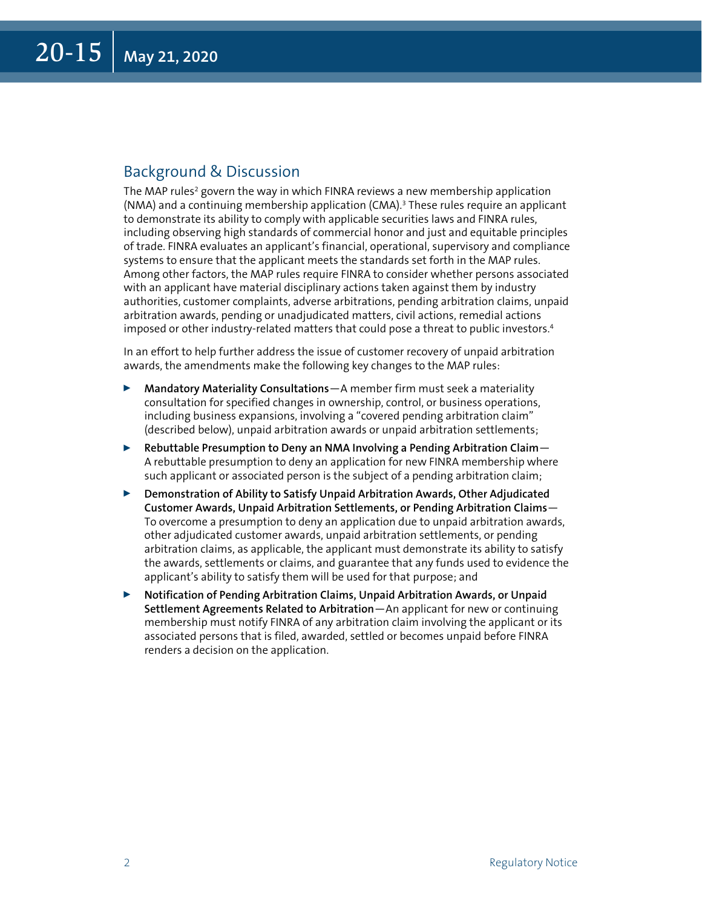## Background & Discussion

The MAP rules[2] govern the way in which FINRA reviews a new membership application (NMA) and a continuing membership application (CMA).[3] These rules require an applicant to demonstrate its ability to comply with applicable securities laws and FINRA rules, including observing high standards of commercial honor and just and equitable principles of trade. FINRA evaluates an applicant's financial, operational, supervisory and compliance systems to ensure that the applicant meets the standards set forth in the MAP rules. Among other factors, the MAP rules require FINRA to consider whether persons associated with an applicant have material disciplinary actions taken against them by industry authorities, customer complaints, adverse arbitrations, pending arbitration claims, unpaid arbitration awards, pending or unadjudicated matters, civil actions, remedial actions imposed or other industry-related matters that could pose a threat to public investors.[4]

In an effort to help further address the issue of customer recovery of unpaid arbitration awards, the amendments make the following key changes to the MAP rules:

- **Mandatory Materiality Consultations**—A member firm must seek a materiality consultation for specified changes in ownership, control, or business operations, including business expansions, involving a "covered pending arbitration claim" (described below), unpaid arbitration awards or unpaid arbitration settlements;
- **Rebuttable Presumption to Deny an NMA Involving a Pending Arbitration Claim**—A rebuttable presumption to deny an application for new FINRA membership where such applicant or associated person is the subject of a pending arbitration claim;
- **Demonstration of Ability to Satisfy Unpaid Arbitration Awards, Other Adjudicated Customer Awards, Unpaid Arbitration Settlements, or Pending Arbitration Claims**—To overcome a presumption to deny an application due to unpaid arbitration awards, other adjudicated customer awards, unpaid arbitration settlements, or pending arbitration claims, as applicable, the applicant must demonstrate its ability to satisfy the awards, settlements or claims, and guarantee that any funds used to evidence the applicant's ability to satisfy them will be used for that purpose; and
- **Notification of Pending Arbitration Claims, Unpaid Arbitration Awards, or Unpaid Settlement Agreements Related to Arbitration**—An applicant for new or continuing membership must notify FINRA of any arbitration claim involving the applicant or its associated persons that is filed, awarded, settled or becomes unpaid before FINRA renders a decision on the application.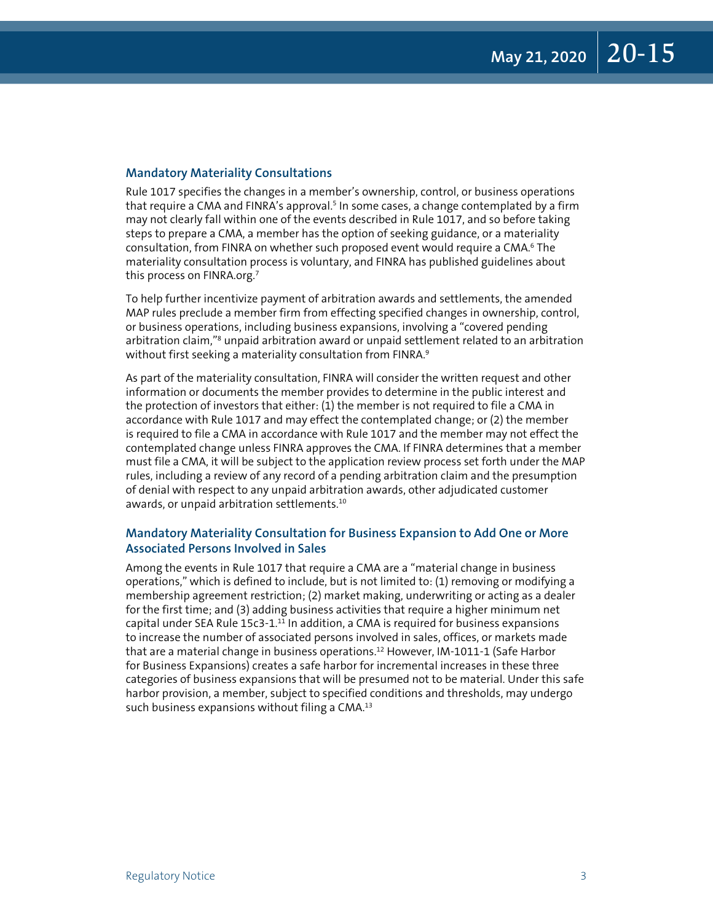## Mandatory Materiality Consultations

Rule 1017 specifies the changes in a member's ownership, control, or business operations that require a CMA and FINRA's approval.[5] In some cases, a change contemplated by a firm may not clearly fall within one of the events described in Rule 1017, and so before taking steps to prepare a CMA, a member has the option of seeking guidance, or a materiality consultation, from FINRA on whether such proposed event would require a CMA.[6] The materiality consultation process is voluntary, and FINRA has published guidelines about this process on FINRA.org.[7]

To help further incentivize payment of arbitration awards and settlements, the amended MAP rules preclude a member firm from effecting specified changes in ownership, control, or business operations, including business expansions, involving a "covered pending arbitration claim,"[8] unpaid arbitration award or unpaid settlement related to an arbitration without first seeking a materiality consultation from FINRA.[9]

As part of the materiality consultation, FINRA will consider the written request and other information or documents the member provides to determine in the public interest and the protection of investors that either: (1) the member is not required to file a CMA in accordance with Rule 1017 and may effect the contemplated change; or (2) the member is required to file a CMA in accordance with Rule 1017 and the member may not effect the contemplated change unless FINRA approves the CMA. If FINRA determines that a member must file a CMA, it will be subject to the application review process set forth under the MAP rules, including a review of any record of a pending arbitration claim and the presumption of denial with respect to any unpaid arbitration awards, other adjudicated customer awards, or unpaid arbitration settlements.[10]

## Mandatory Materiality Consultation for Business Expansion to Add One or More Associated Persons Involved in Sales

Among the events in Rule 1017 that require a CMA are a "material change in business operations," which is defined to include, but is not limited to: (1) removing or modifying a membership agreement restriction; (2) market making, underwriting or acting as a dealer for the first time; and (3) adding business activities that require a higher minimum net capital under SEA Rule 15c3-1.[11] In addition, a CMA is required for business expansions to increase the number of associated persons involved in sales, offices, or markets made that are a material change in business operations.[12] However, IM-1011-1 (Safe Harbor for Business Expansions) creates a safe harbor for incremental increases in these three categories of business expansions that will be presumed not to be material. Under this safe harbor provision, a member, subject to specified conditions and thresholds, may undergo such business expansions without filing a CMA.[13]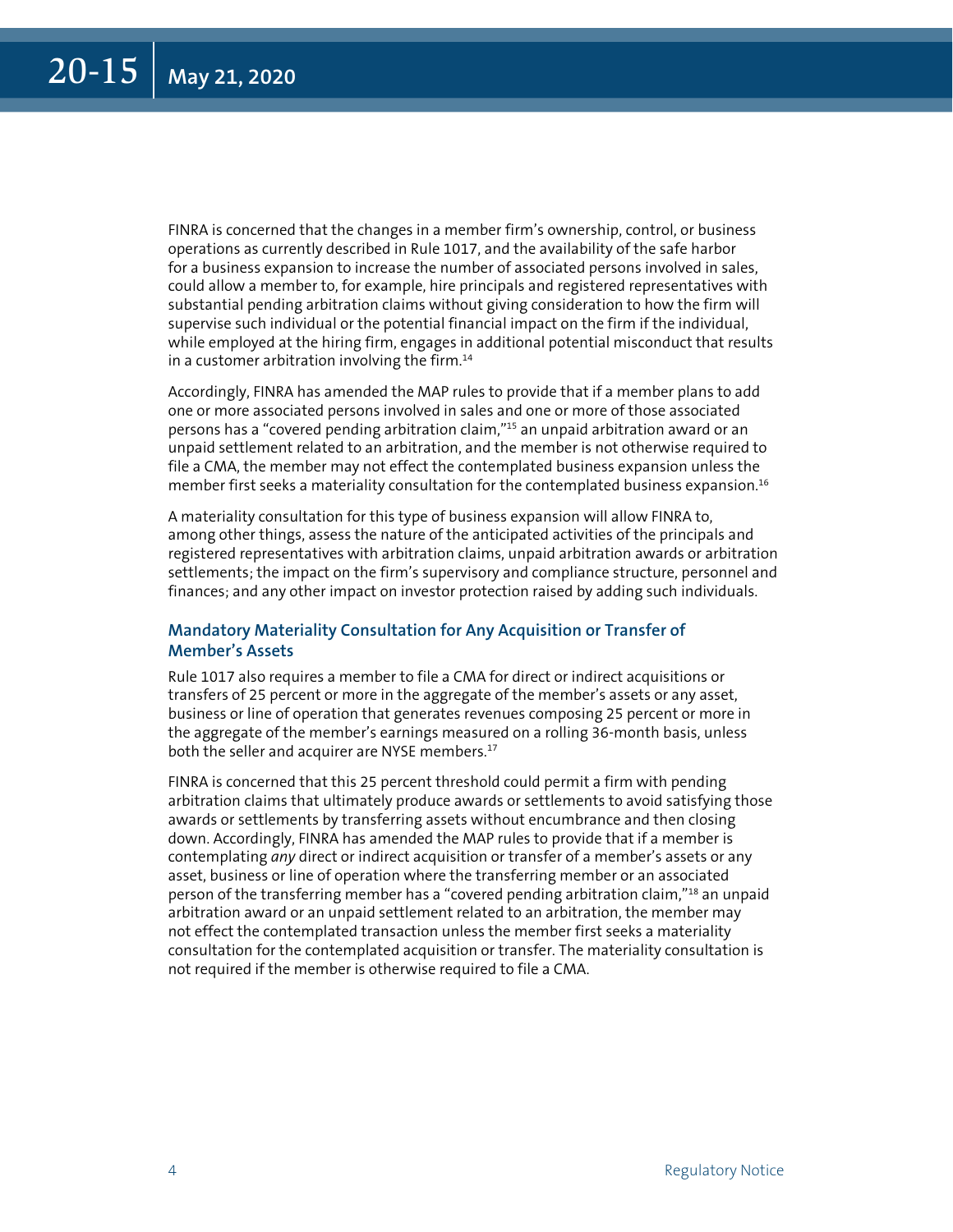FINRA is concerned that the changes in a member firm's ownership, control, or business operations as currently described in Rule 1017, and the availability of the safe harbor for a business expansion to increase the number of associated persons involved in sales, could allow a member to, for example, hire principals and registered representatives with substantial pending arbitration claims without giving consideration to how the firm will supervise such individual or the potential financial impact on the firm if the individual, while employed at the hiring firm, engages in additional potential misconduct that results in a customer arbitration involving the firm.[14]

Accordingly, FINRA has amended the MAP rules to provide that if a member plans to add one or more associated persons involved in sales and one or more of those associated persons has a "covered pending arbitration claim,"[15] an unpaid arbitration award or an unpaid settlement related to an arbitration, and the member is not otherwise required to file a CMA, the member may not effect the contemplated business expansion unless the member first seeks a materiality consultation for the contemplated business expansion.[16]

A materiality consultation for this type of business expansion will allow FINRA to, among other things, assess the nature of the anticipated activities of the principals and registered representatives with arbitration claims, unpaid arbitration awards or arbitration settlements; the impact on the firm's supervisory and compliance structure, personnel and finances; and any other impact on investor protection raised by adding such individuals.

### Mandatory Materiality Consultation for Any Acquisition or Transfer of Member's Assets

Rule 1017 also requires a member to file a CMA for direct or indirect acquisitions or transfers of 25 percent or more in the aggregate of the member's assets or any asset, business or line of operation that generates revenues composing 25 percent or more in the aggregate of the member's earnings measured on a rolling 36-month basis, unless both the seller and acquirer are NYSE members.[17]

FINRA is concerned that this 25 percent threshold could permit a firm with pending arbitration claims that ultimately produce awards or settlements to avoid satisfying those awards or settlements by transferring assets without encumbrance and then closing down. Accordingly, FINRA has amended the MAP rules to provide that if a member is contemplating *any* direct or indirect acquisition or transfer of a member's assets or any asset, business or line of operation where the transferring member or an associated person of the transferring member has a "covered pending arbitration claim,"[18] an unpaid arbitration award or an unpaid settlement related to an arbitration, the member may not effect the contemplated transaction unless the member first seeks a materiality consultation for the contemplated acquisition or transfer. The materiality consultation is not required if the member is otherwise required to file a CMA.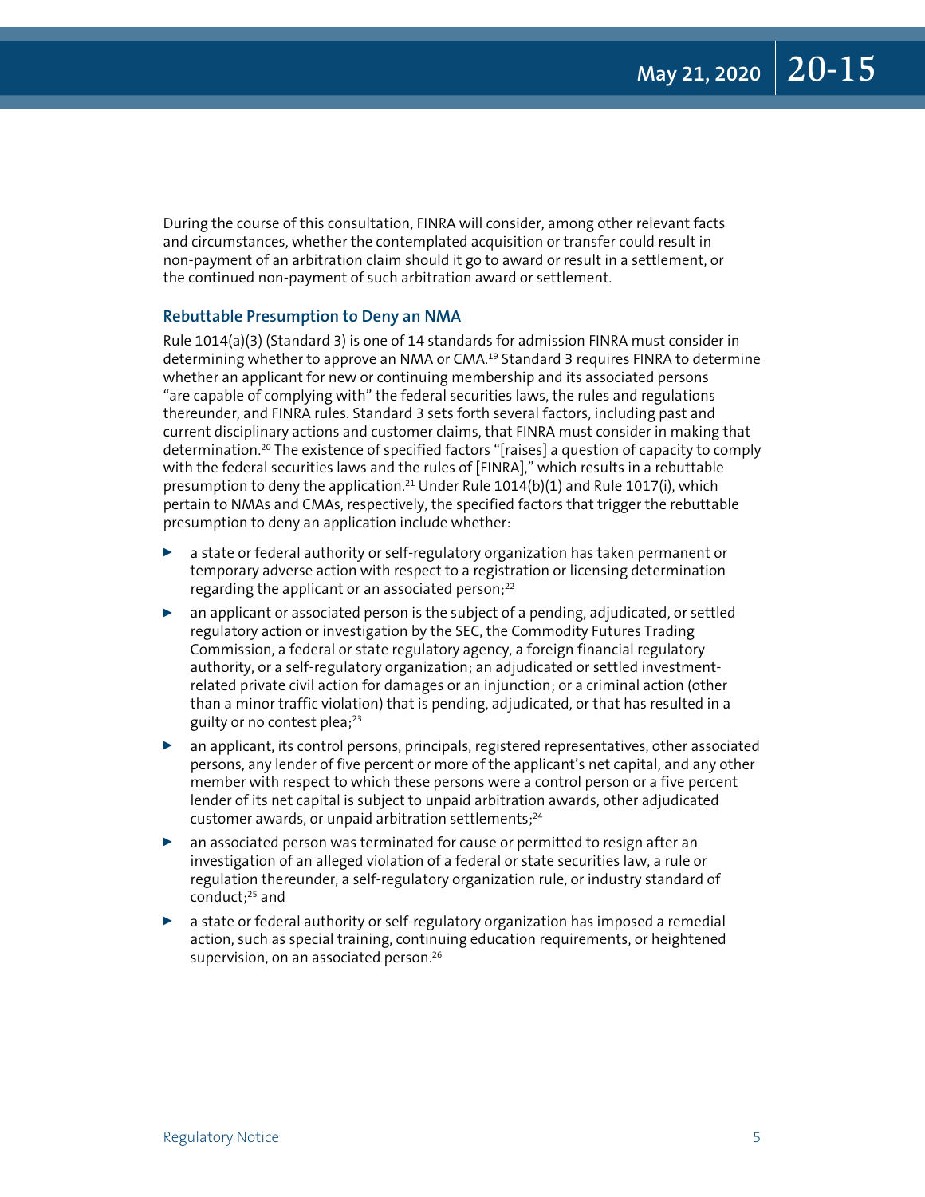During the course of this consultation, FINRA will consider, among other relevant facts and circumstances, whether the contemplated acquisition or transfer could result in non-payment of an arbitration claim should it go to award or result in a settlement, or the continued non-payment of such arbitration award or settlement.

### Rebuttable Presumption to Deny an NMA

Rule 1014(a)(3) (Standard 3) is one of 14 standards for admission FINRA must consider in determining whether to approve an NMA or CMA.[19] Standard 3 requires FINRA to determine whether an applicant for new or continuing membership and its associated persons "are capable of complying with" the federal securities laws, the rules and regulations thereunder, and FINRA rules. Standard 3 sets forth several factors, including past and current disciplinary actions and customer claims, that FINRA must consider in making that determination.[20] The existence of specified factors "[raises] a question of capacity to comply with the federal securities laws and the rules of [FINRA]," which results in a rebuttable presumption to deny the application.[21] Under Rule 1014(b)(1) and Rule 1017(i), which pertain to NMAs and CMAs, respectively, the specified factors that trigger the rebuttable presumption to deny an application include whether:

- a state or federal authority or self-regulatory organization has taken permanent or temporary adverse action with respect to a registration or licensing determination regarding the applicant or an associated person;[22]
- an applicant or associated person is the subject of a pending, adjudicated, or settled regulatory action or investigation by the SEC, the Commodity Futures Trading Commission, a federal or state regulatory agency, a foreign financial regulatory authority, or a self-regulatory organization; an adjudicated or settled investment-related private civil action for damages or an injunction; or a criminal action (other than a minor traffic violation) that is pending, adjudicated, or that has resulted in a guilty or no contest plea;[23]
- an applicant, its control persons, principals, registered representatives, other associated persons, any lender of five percent or more of the applicant's net capital, and any other member with respect to which these persons were a control person or a five percent lender of its net capital is subject to unpaid arbitration awards, other adjudicated customer awards, or unpaid arbitration settlements;[24]
- an associated person was terminated for cause or permitted to resign after an investigation of an alleged violation of a federal or state securities law, a rule or regulation thereunder, a self-regulatory organization rule, or industry standard of conduct;[25] and
- a state or federal authority or self-regulatory organization has imposed a remedial action, such as special training, continuing education requirements, or heightened supervision, on an associated person.[26]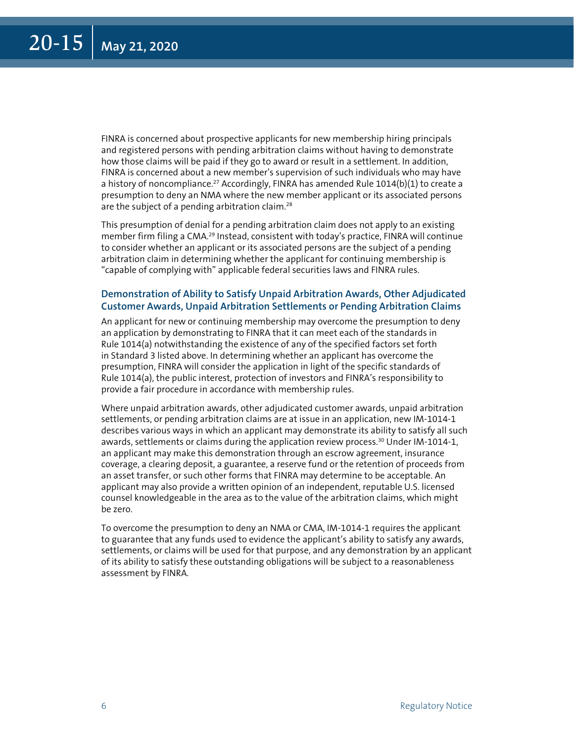FINRA is concerned about prospective applicants for new membership hiring principals and registered persons with pending arbitration claims without having to demonstrate how those claims will be paid if they go to award or result in a settlement. In addition, FINRA is concerned about a new member's supervision of such individuals who may have a history of noncompliance.[27] Accordingly, FINRA has amended Rule 1014(b)(1) to create a presumption to deny an NMA where the new member applicant or its associated persons are the subject of a pending arbitration claim.[28]

This presumption of denial for a pending arbitration claim does not apply to an existing member firm filing a CMA.[29] Instead, consistent with today's practice, FINRA will continue to consider whether an applicant or its associated persons are the subject of a pending arbitration claim in determining whether the applicant for continuing membership is "capable of complying with" applicable federal securities laws and FINRA rules.

### Demonstration of Ability to Satisfy Unpaid Arbitration Awards, Other Adjudicated Customer Awards, Unpaid Arbitration Settlements or Pending Arbitration Claims

An applicant for new or continuing membership may overcome the presumption to deny an application by demonstrating to FINRA that it can meet each of the standards in Rule 1014(a) notwithstanding the existence of any of the specified factors set forth in Standard 3 listed above. In determining whether an applicant has overcome the presumption, FINRA will consider the application in light of the specific standards of Rule 1014(a), the public interest, protection of investors and FINRA's responsibility to provide a fair procedure in accordance with membership rules.

Where unpaid arbitration awards, other adjudicated customer awards, unpaid arbitration settlements, or pending arbitration claims are at issue in an application, new IM-1014-1 describes various ways in which an applicant may demonstrate its ability to satisfy all such awards, settlements or claims during the application review process.[30] Under IM-1014-1, an applicant may make this demonstration through an escrow agreement, insurance coverage, a clearing deposit, a guarantee, a reserve fund or the retention of proceeds from an asset transfer, or such other forms that FINRA may determine to be acceptable. An applicant may also provide a written opinion of an independent, reputable U.S. licensed counsel knowledgeable in the area as to the value of the arbitration claims, which might be zero.

To overcome the presumption to deny an NMA or CMA, IM-1014-1 requires the applicant to guarantee that any funds used to evidence the applicant's ability to satisfy any awards, settlements, or claims will be used for that purpose, and any demonstration by an applicant of its ability to satisfy these outstanding obligations will be subject to a reasonableness assessment by FINRA.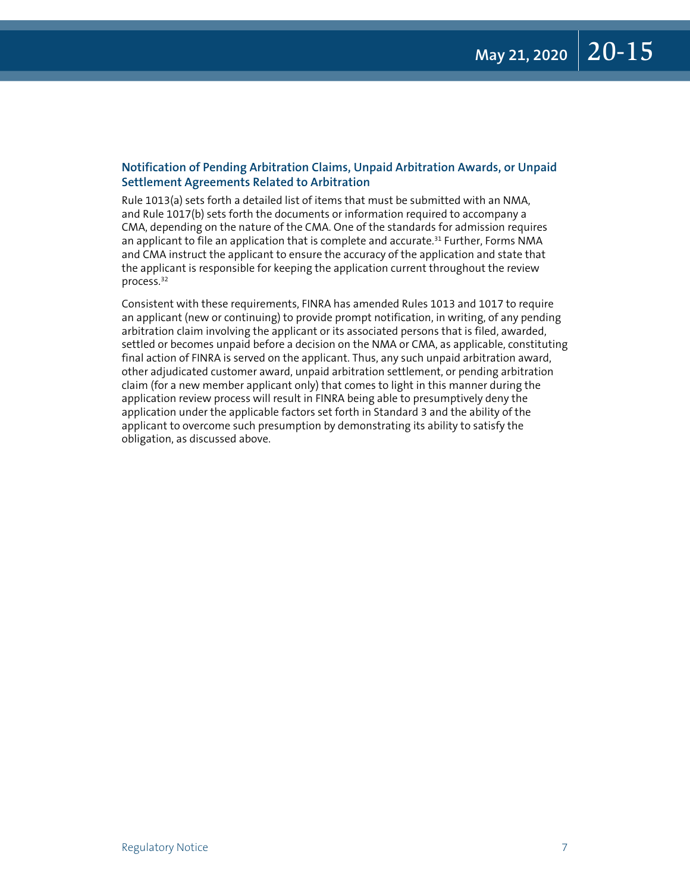### Notification of Pending Arbitration Claims, Unpaid Arbitration Awards, or Unpaid Settlement Agreements Related to Arbitration

Rule 1013(a) sets forth a detailed list of items that must be submitted with an NMA, and Rule 1017(b) sets forth the documents or information required to accompany a CMA, depending on the nature of the CMA. One of the standards for admission requires an applicant to file an application that is complete and accurate.[31] Further, Forms NMA and CMA instruct the applicant to ensure the accuracy of the application and state that the applicant is responsible for keeping the application current throughout the review process.[32]

Consistent with these requirements, FINRA has amended Rules 1013 and 1017 to require an applicant (new or continuing) to provide prompt notification, in writing, of any pending arbitration claim involving the applicant or its associated persons that is filed, awarded, settled or becomes unpaid before a decision on the NMA or CMA, as applicable, constituting final action of FINRA is served on the applicant. Thus, any such unpaid arbitration award, other adjudicated customer award, unpaid arbitration settlement, or pending arbitration claim (for a new member applicant only) that comes to light in this manner during the application review process will result in FINRA being able to presumptively deny the application under the applicable factors set forth in Standard 3 and the ability of the applicant to overcome such presumption by demonstrating its ability to satisfy the obligation, as discussed above.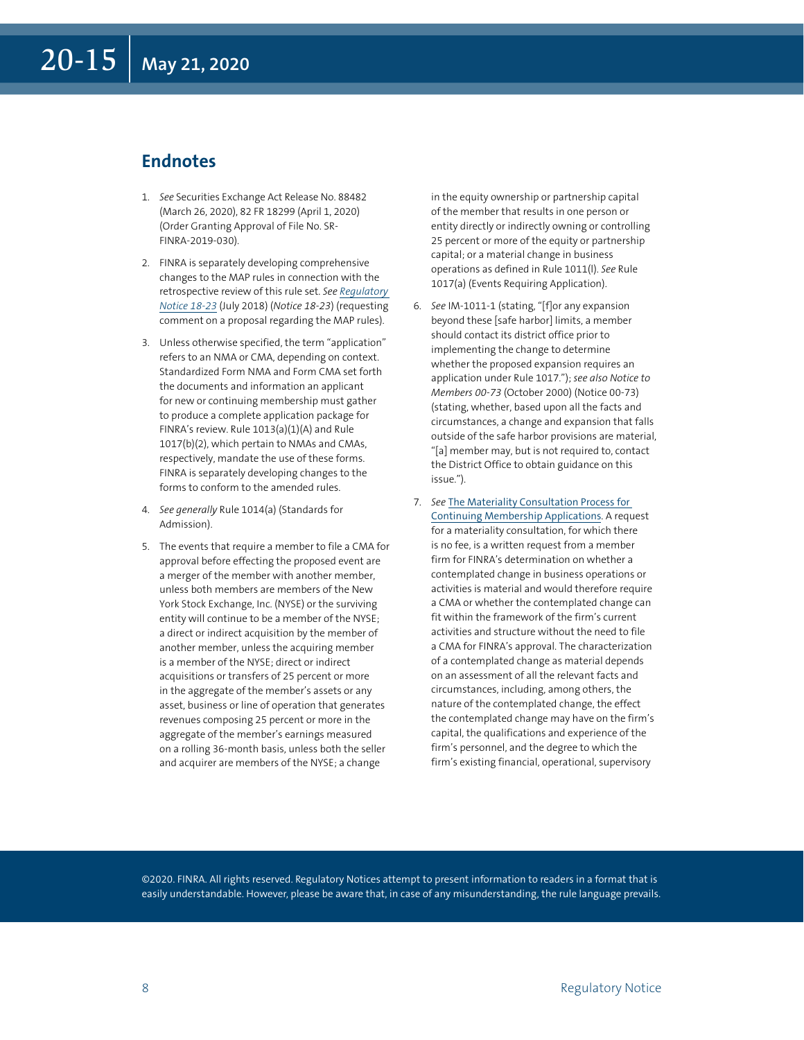## Endnotes

1. *See* Securities Exchange Act Release No. 88482 (March 26, 2020), 82 FR 18299 (April 1, 2020) (Order Granting Approval of File No. SR-FINRA-2019-030).

2. FINRA is separately developing comprehensive changes to the MAP rules in connection with the retrospective review of this rule set. *See* *Regulatory Notice 18-23* (July 2018) (*Notice 18-23*) (requesting comment on a proposal regarding the MAP rules).

3. Unless otherwise specified, the term "application" refers to an NMA or CMA, depending on context. Standardized Form NMA and Form CMA set forth the documents and information an applicant for new or continuing membership must gather to produce a complete application package for FINRA's review. Rule 1013(a)(1)(A) and Rule 1017(b)(2), which pertain to NMAs and CMAs, respectively, mandate the use of these forms. FINRA is separately developing changes to the forms to conform to the amended rules.

4. *See generally* Rule 1014(a) (Standards for Admission).

5. The events that require a member to file a CMA for approval before effecting the proposed event are a merger of the member with another member, unless both members are members of the New York Stock Exchange, Inc. (NYSE) or the surviving entity will continue to be a member of the NYSE; a direct or indirect acquisition by the member of another member, unless the acquiring member is a member of the NYSE; direct or indirect acquisitions or transfers of 25 percent or more in the aggregate of the member's assets or any asset, business or line of operation that generates revenues composing 25 percent or more in the aggregate of the member's earnings measured on a rolling 36-month basis, unless both the seller and acquirer are members of the NYSE; a change in the equity ownership or partnership capital of the member that results in one person or entity directly or indirectly owning or controlling 25 percent or more of the equity or partnership capital; or a material change in business operations as defined in Rule 1011(l). *See* Rule 1017(a) (Events Requiring Application).

6. *See* IM-1011-1 (stating, "[f]or any expansion beyond these [safe harbor] limits, a member should contact its district office prior to implementing the change to determine whether the proposed expansion requires an application under Rule 1017."); *see also Notice to Members 00-73* (October 2000) (Notice 00-73) (stating, whether, based upon all the facts and circumstances, a change and expansion that falls outside of the safe harbor provisions are material, "[a] member may, but is not required to, contact the District Office to obtain guidance on this issue.").

7. *See* The Materiality Consultation Process for Continuing Membership Applications. A request for a materiality consultation, for which there is no fee, is a written request from a member firm for FINRA's determination on whether a contemplated change in business operations or activities is material and would therefore require a CMA or whether the contemplated change can fit within the framework of the firm's current activities and structure without the need to file a CMA for FINRA's approval. The characterization of a contemplated change as material depends on an assessment of all the relevant facts and circumstances, including, among others, the nature of the contemplated change, the effect the contemplated change may have on the firm's capital, the qualifications and experience of the firm's personnel, and the degree to which the firm's existing financial, operational, supervisory

©2020. FINRA. All rights reserved. Regulatory Notices attempt to present information to readers in a format that is easily understandable. However, please be aware that, in case of any misunderstanding, the rule language prevails.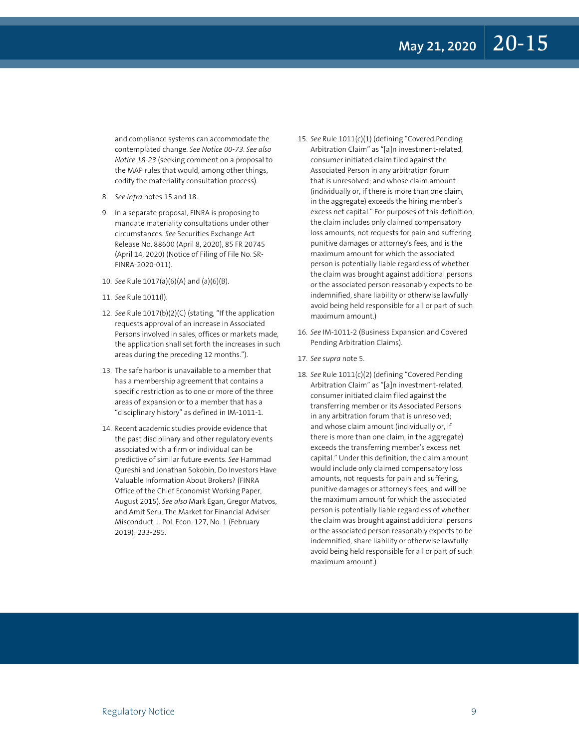and compliance systems can accommodate the contemplated change. *See Notice 00-73*. *See also Notice 18-23* (seeking comment on a proposal to the MAP rules that would, among other things, codify the materiality consultation process).

8. *See infra* notes 15 and 18.

9. In a separate proposal, FINRA is proposing to mandate materiality consultations under other circumstances. *See* Securities Exchange Act Release No. 88600 (April 8, 2020), 85 FR 20745 (April 14, 2020) (Notice of Filing of File No. SR-FINRA-2020-011).

10. *See* Rule 1017(a)(6)(A) and (a)(6)(B).

11. *See* Rule 1011(l).

12. *See* Rule 1017(b)(2)(C) (stating, "If the application requests approval of an increase in Associated Persons involved in sales, offices or markets made, the application shall set forth the increases in such areas during the preceding 12 months.").

13. The safe harbor is unavailable to a member that has a membership agreement that contains a specific restriction as to one or more of the three areas of expansion or to a member that has a "disciplinary history" as defined in IM-1011-1.

14. Recent academic studies provide evidence that the past disciplinary and other regulatory events associated with a firm or individual can be predictive of similar future events. *See* Hammad Qureshi and Jonathan Sokobin, Do Investors Have Valuable Information About Brokers? (FINRA Office of the Chief Economist Working Paper, August 2015). *See also* Mark Egan, Gregor Matvos, and Amit Seru, The Market for Financial Adviser Misconduct, J. Pol. Econ. 127, No. 1 (February 2019): 233-295.

15. *See* Rule 1011(c)(1) (defining "Covered Pending Arbitration Claim" as "[a]n investment-related, consumer initiated claim filed against the Associated Person in any arbitration forum that is unresolved; and whose claim amount (individually or, if there is more than one claim, in the aggregate) exceeds the hiring member's excess net capital." For purposes of this definition, the claim includes only claimed compensatory loss amounts, not requests for pain and suffering, punitive damages or attorney's fees, and is the maximum amount for which the associated person is potentially liable regardless of whether the claim was brought against additional persons or the associated person reasonably expects to be indemnified, share liability or otherwise lawfully avoid being held responsible for all or part of such maximum amount.)

16. *See* IM-1011-2 (Business Expansion and Covered Pending Arbitration Claims).

17. *See supra* note 5.

18. *See* Rule 1011(c)(2) (defining "Covered Pending Arbitration Claim" as "[a]n investment-related, consumer initiated claim filed against the transferring member or its Associated Persons in any arbitration forum that is unresolved; and whose claim amount (individually or, if there is more than one claim, in the aggregate) exceeds the transferring member's excess net capital." Under this definition, the claim amount would include only claimed compensatory loss amounts, not requests for pain and suffering, punitive damages or attorney's fees, and will be the maximum amount for which the associated person is potentially liable regardless of whether the claim was brought against additional persons or the associated person reasonably expects to be indemnified, share liability or otherwise lawfully avoid being held responsible for all or part of such maximum amount.)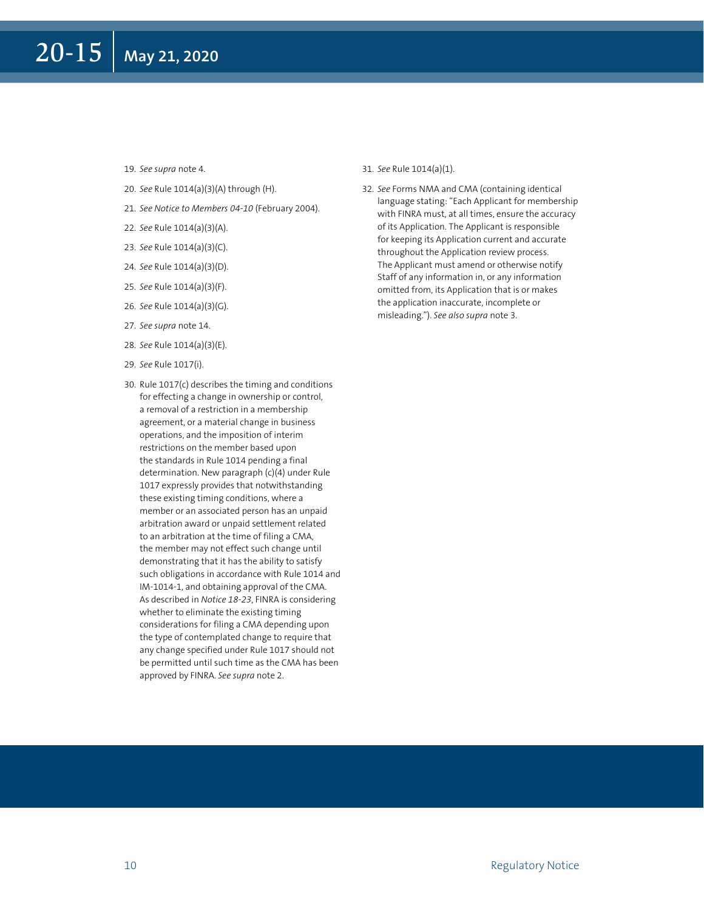19. *See supra* note 4.
20. *See* Rule 1014(a)(3)(A) through (H).
21. *See Notice to Members 04-10* (February 2004).
22. *See* Rule 1014(a)(3)(A).
23. *See* Rule 1014(a)(3)(C).
24. *See* Rule 1014(a)(3)(D).
25. *See* Rule 1014(a)(3)(F).
26. *See* Rule 1014(a)(3)(G).
27. *See supra* note 14.
28. *See* Rule 1014(a)(3)(E).
29. *See* Rule 1017(i).
30. Rule 1017(c) describes the timing and conditions for effecting a change in ownership or control, a removal of a restriction in a membership agreement, or a material change in business operations, and the imposition of interim restrictions on the member based upon the standards in Rule 1014 pending a final determination. New paragraph (c)(4) under Rule 1017 expressly provides that notwithstanding these existing timing conditions, where a member or an associated person has an unpaid arbitration award or unpaid settlement related to an arbitration at the time of filing a CMA, the member may not effect such change until demonstrating that it has the ability to satisfy such obligations in accordance with Rule 1014 and IM-1014-1, and obtaining approval of the CMA. As described in *Notice 18-23*, FINRA is considering whether to eliminate the existing timing considerations for filing a CMA depending upon the type of contemplated change to require that any change specified under Rule 1017 should not be permitted until such time as the CMA has been approved by FINRA. *See supra* note 2.
31. *See* Rule 1014(a)(1).
32. *See* Forms NMA and CMA (containing identical language stating: "Each Applicant for membership with FINRA must, at all times, ensure the accuracy of its Application. The Applicant is responsible for keeping its Application current and accurate throughout the Application review process. The Applicant must amend or otherwise notify Staff of any information in, or any information omitted from, its Application that is or makes the application inaccurate, incomplete or misleading."). *See also supra* note 3.